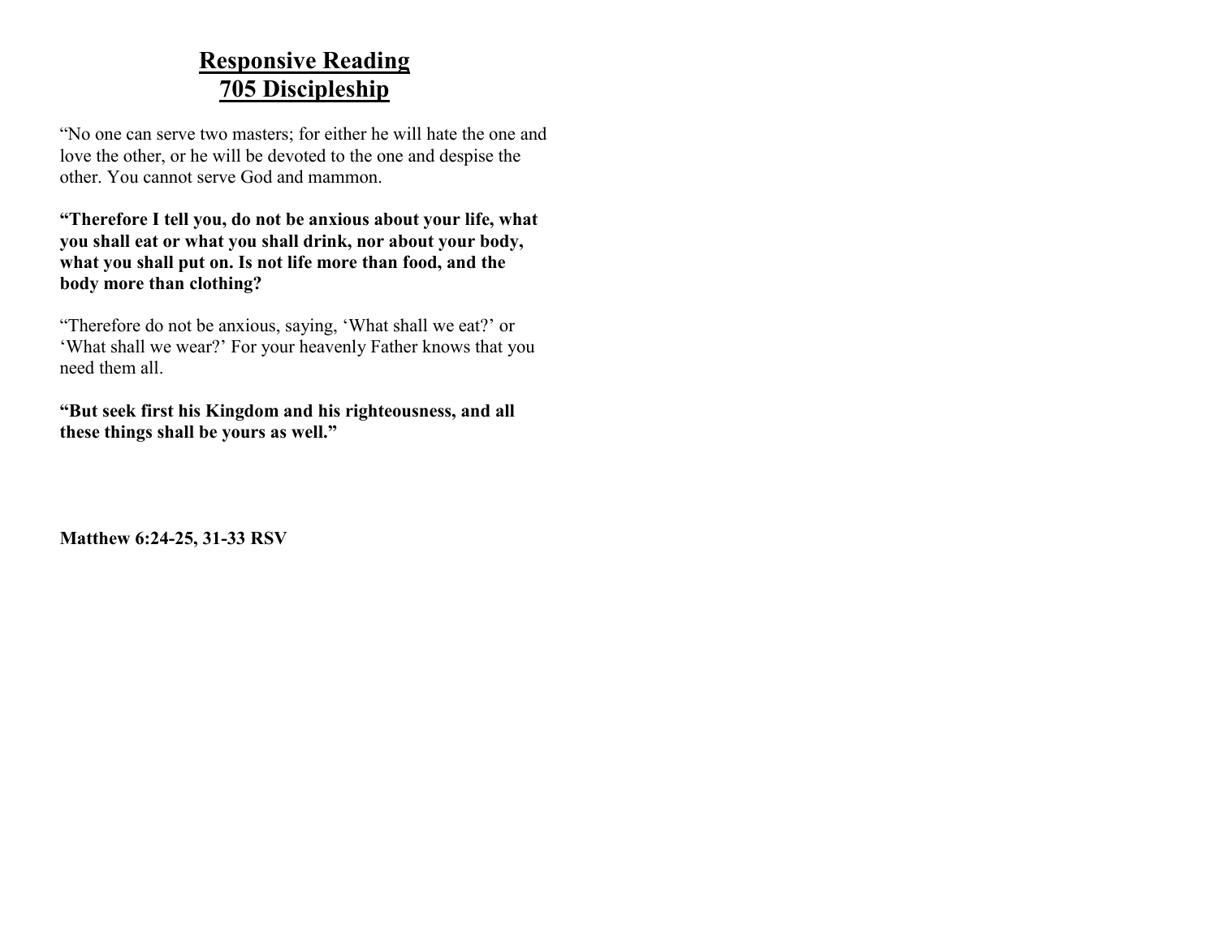# Responsive Reading
# 705 Discipleship

“No one can serve two masters; for either he will hate the one and love the other, or he will be devoted to the one and despise the other. You cannot serve God and mammon.

**“Therefore I tell you, do not be anxious about your life, what you shall eat or what you shall drink, nor about your body, what you shall put on. Is not life more than food, and the body more than clothing?**

“Therefore do not be anxious, saying, ‘What shall we eat?’ or ‘What shall we wear?’ For your heavenly Father knows that you need them all.

**“But seek first his Kingdom and his righteousness, and all these things shall be yours as well.”**

**Matthew 6:24-25, 31-33 RSV**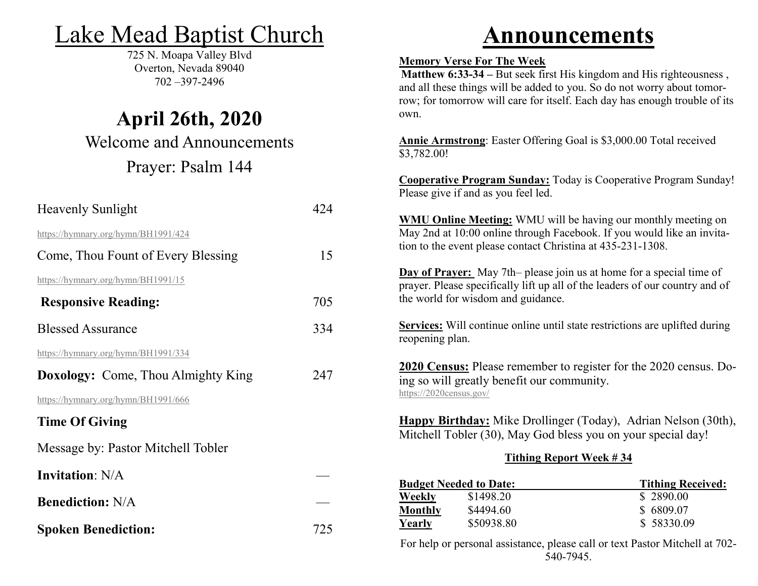# Lake Mead Baptist Church

725 N. Moapa Valley Blvd
Overton, Nevada 89040
702 –397-2496

## April 26th, 2020

Welcome and Announcements

Prayer: Psalm 144

| | |
|---|---|
| Heavenly Sunlight | 424 |
| https://hymnary.org/hymn/BH1991/424 | |
| Come, Thou Fount of Every Blessing | 15 |
| https://hymnary.org/hymn/BH1991/15 | |
| **Responsive Reading:** | 705 |
| Blessed Assurance | 334 |
| https://hymnary.org/hymn/BH1991/334 | |
| **Doxology:** Come, Thou Almighty King | 247 |
| https://hymnary.org/hymn/BH1991/666 | |
| **Time Of Giving** | |
| Message by: Pastor Mitchell Tobler | |
| **Invitation**: N/A | — |
| **Benediction:** N/A | — |
| **Spoken Benediction:** | 725 |

# Announcements

**Memory Verse For The Week**

**Matthew 6:33-34 –** But seek first His kingdom and His righteousness , and all these things will be added to you. So do not worry about tomorrow; for tomorrow will care for itself. Each day has enough trouble of its own.

**Annie Armstrong**: Easter Offering Goal is $3,000.00 Total received $3,782.00!

**Cooperative Program Sunday:** Today is Cooperative Program Sunday! Please give if and as you feel led.

**WMU Online Meeting:** WMU will be having our monthly meeting on May 2nd at 10:00 online through Facebook. If you would like an invitation to the event please contact Christina at 435-231-1308.

**Day of Prayer:** May 7th– please join us at home for a special time of prayer. Please specifically lift up all of the leaders of our country and of the world for wisdom and guidance.

**Services:** Will continue online until state restrictions are uplifted during reopening plan.

**2020 Census:** Please remember to register for the 2020 census. Doing so will greatly benefit our community.
https://2020census.gov/

**Happy Birthday:** Mike Drollinger (Today), Adrian Nelson (30th), Mitchell Tobler (30), May God bless you on your special day!

**Tithing Report Week # 34**

| **Budget Needed to Date:** | | **Tithing Received:** |
|---|---|---|
| **Weekly** | $1498.20 | $ 2890.00 |
| **Monthly** | $4494.60 | $ 6809.07 |
| **Yearly** | $50938.80 | $ 58330.09 |

For help or personal assistance, please call or text Pastor Mitchell at 702-540-7945.